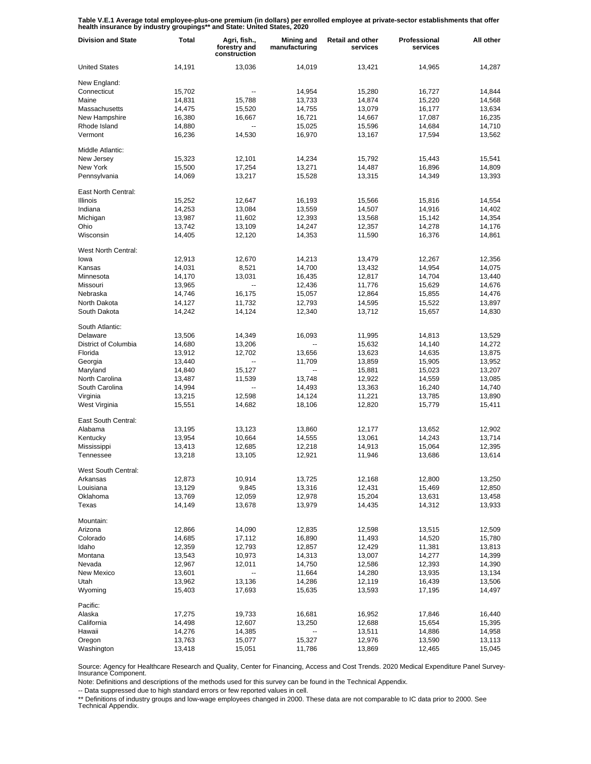**Table V.E.1 Average total employee-plus-one premium (in dollars) per enrolled employee at private-sector establishments that offer health insurance by industry groupings** and State: United States, 2020**

| Division and State | Total | Agri, fish., forestry and construction | Mining and manufacturing | Retail and other services | Professional services | All other |
|---|---|---|---|---|---|---|
| United States | 14,191 | 13,036 | 14,019 | 13,421 | 14,965 | 14,287 |
| New England: | | | | | | |
| Connecticut | 15,702 | -- | 14,954 | 15,280 | 16,727 | 14,844 |
| Maine | 14,831 | 15,788 | 13,733 | 14,874 | 15,220 | 14,568 |
| Massachusetts | 14,475 | 15,520 | 14,755 | 13,079 | 16,177 | 13,634 |
| New Hampshire | 16,380 | 16,667 | 16,721 | 14,667 | 17,087 | 16,235 |
| Rhode Island | 14,880 | -- | 15,025 | 15,596 | 14,684 | 14,710 |
| Vermont | 16,236 | 14,530 | 16,970 | 13,167 | 17,594 | 13,562 |
| Middle Atlantic: | | | | | | |
| New Jersey | 15,323 | 12,101 | 14,234 | 15,792 | 15,443 | 15,541 |
| New York | 15,500 | 17,254 | 13,271 | 14,487 | 16,896 | 14,809 |
| Pennsylvania | 14,069 | 13,217 | 15,528 | 13,315 | 14,349 | 13,393 |
| East North Central: | | | | | | |
| Illinois | 15,252 | 12,647 | 16,193 | 15,566 | 15,816 | 14,554 |
| Indiana | 14,253 | 13,084 | 13,559 | 14,507 | 14,916 | 14,402 |
| Michigan | 13,987 | 11,602 | 12,393 | 13,568 | 15,142 | 14,354 |
| Ohio | 13,742 | 13,109 | 14,247 | 12,357 | 14,278 | 14,176 |
| Wisconsin | 14,405 | 12,120 | 14,353 | 11,590 | 16,376 | 14,861 |
| West North Central: | | | | | | |
| Iowa | 12,913 | 12,670 | 14,213 | 13,479 | 12,267 | 12,356 |
| Kansas | 14,031 | 8,521 | 14,700 | 13,432 | 14,954 | 14,075 |
| Minnesota | 14,170 | 13,031 | 16,435 | 12,817 | 14,704 | 13,440 |
| Missouri | 13,965 | -- | 12,436 | 11,776 | 15,629 | 14,676 |
| Nebraska | 14,746 | 16,175 | 15,057 | 12,864 | 15,855 | 14,476 |
| North Dakota | 14,127 | 11,732 | 12,793 | 14,595 | 15,522 | 13,897 |
| South Dakota | 14,242 | 14,124 | 12,340 | 13,712 | 15,657 | 14,830 |
| South Atlantic: | | | | | | |
| Delaware | 13,506 | 14,349 | 16,093 | 11,995 | 14,813 | 13,529 |
| District of Columbia | 14,680 | 13,206 | -- | 15,632 | 14,140 | 14,272 |
| Florida | 13,912 | 12,702 | 13,656 | 13,623 | 14,635 | 13,875 |
| Georgia | 13,440 | -- | 11,709 | 13,859 | 15,905 | 13,952 |
| Maryland | 14,840 | 15,127 | -- | 15,881 | 15,023 | 13,207 |
| North Carolina | 13,487 | 11,539 | 13,748 | 12,922 | 14,559 | 13,085 |
| South Carolina | 14,994 | -- | 14,493 | 13,363 | 16,240 | 14,740 |
| Virginia | 13,215 | 12,598 | 14,124 | 11,221 | 13,785 | 13,890 |
| West Virginia | 15,551 | 14,682 | 18,106 | 12,820 | 15,779 | 15,411 |
| East South Central: | | | | | | |
| Alabama | 13,195 | 13,123 | 13,860 | 12,177 | 13,652 | 12,902 |
| Kentucky | 13,954 | 10,664 | 14,555 | 13,061 | 14,243 | 13,714 |
| Mississippi | 13,413 | 12,685 | 12,218 | 14,913 | 15,064 | 12,395 |
| Tennessee | 13,218 | 13,105 | 12,921 | 11,946 | 13,686 | 13,614 |
| West South Central: | | | | | | |
| Arkansas | 12,873 | 10,914 | 13,725 | 12,168 | 12,800 | 13,250 |
| Louisiana | 13,129 | 9,845 | 13,316 | 12,431 | 15,469 | 12,850 |
| Oklahoma | 13,769 | 12,059 | 12,978 | 15,204 | 13,631 | 13,458 |
| Texas | 14,149 | 13,678 | 13,979 | 14,435 | 14,312 | 13,933 |
| Mountain: | | | | | | |
| Arizona | 12,866 | 14,090 | 12,835 | 12,598 | 13,515 | 12,509 |
| Colorado | 14,685 | 17,112 | 16,890 | 11,493 | 14,520 | 15,780 |
| Idaho | 12,359 | 12,793 | 12,857 | 12,429 | 11,381 | 13,813 |
| Montana | 13,543 | 10,973 | 14,313 | 13,007 | 14,277 | 14,399 |
| Nevada | 12,967 | 12,011 | 14,750 | 12,586 | 12,393 | 14,390 |
| New Mexico | 13,601 | -- | 11,664 | 14,280 | 13,935 | 13,134 |
| Utah | 13,962 | 13,136 | 14,286 | 12,119 | 16,439 | 13,506 |
| Wyoming | 15,403 | 17,693 | 15,635 | 13,593 | 17,195 | 14,497 |
| Pacific: | | | | | | |
| Alaska | 17,275 | 19,733 | 16,681 | 16,952 | 17,846 | 16,440 |
| California | 14,498 | 12,607 | 13,250 | 12,688 | 15,654 | 15,395 |
| Hawaii | 14,276 | 14,385 | -- | 13,511 | 14,886 | 14,958 |
| Oregon | 13,763 | 15,077 | 15,327 | 12,976 | 13,590 | 13,113 |
| Washington | 13,418 | 15,051 | 11,786 | 13,869 | 12,465 | 15,045 |

Source: Agency for Healthcare Research and Quality, Center for Financing, Access and Cost Trends. 2020 Medical Expenditure Panel Survey-Insurance Component.

Note: Definitions and descriptions of the methods used for this survey can be found in the Technical Appendix.

-- Data suppressed due to high standard errors or few reported values in cell.

** Definitions of industry groups and low-wage employees changed in 2000. These data are not comparable to IC data prior to 2000. See Technical Appendix.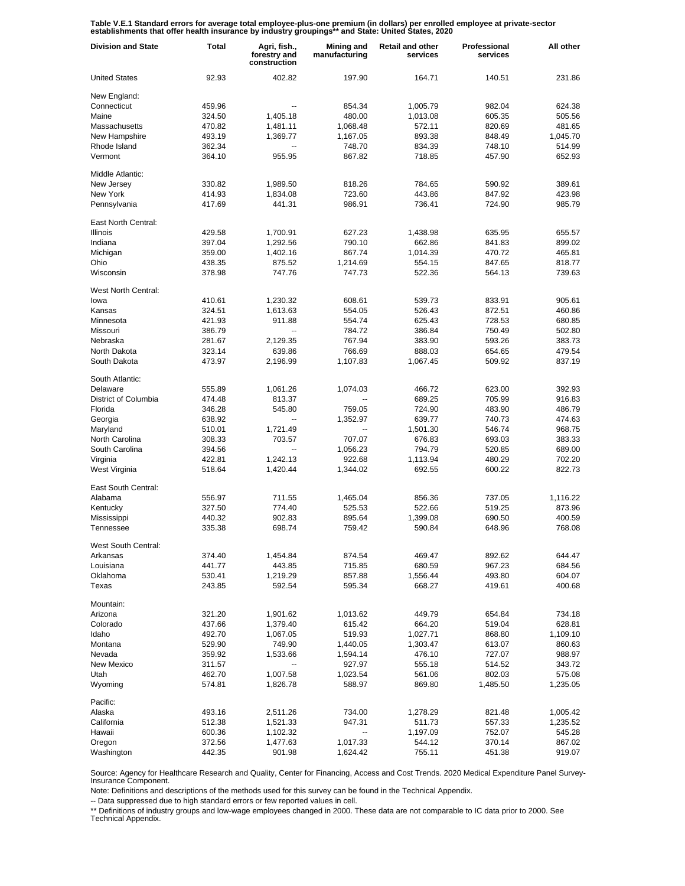**Table V.E.1 Standard errors for average total employee-plus-one premium (in dollars) per enrolled employee at private-sector establishments that offer health insurance by industry groupings** and State: United States, 2020**

| Division and State | Total | Agri, fish., forestry and construction | Mining and manufacturing | Retail and other services | Professional services | All other |
|---|---|---|---|---|---|---|
| United States | 92.93 | 402.82 | 197.90 | 164.71 | 140.51 | 231.86 |
| New England: | | | | | | |
| Connecticut | 459.96 | -- | 854.34 | 1,005.79 | 982.04 | 624.38 |
| Maine | 324.50 | 1,405.18 | 480.00 | 1,013.08 | 605.35 | 505.56 |
| Massachusetts | 470.82 | 1,481.11 | 1,068.48 | 572.11 | 820.69 | 481.65 |
| New Hampshire | 493.19 | 1,369.77 | 1,167.05 | 893.38 | 848.49 | 1,045.70 |
| Rhode Island | 362.34 | -- | 748.70 | 834.39 | 748.10 | 514.99 |
| Vermont | 364.10 | 955.95 | 867.82 | 718.85 | 457.90 | 652.93 |
| Middle Atlantic: | | | | | | |
| New Jersey | 330.82 | 1,989.50 | 818.26 | 784.65 | 590.92 | 389.61 |
| New York | 414.93 | 1,834.08 | 723.60 | 443.86 | 847.92 | 423.98 |
| Pennsylvania | 417.69 | 441.31 | 986.91 | 736.41 | 724.90 | 985.79 |
| East North Central: | | | | | | |
| Illinois | 429.58 | 1,700.91 | 627.23 | 1,438.98 | 635.95 | 655.57 |
| Indiana | 397.04 | 1,292.56 | 790.10 | 662.86 | 841.83 | 899.02 |
| Michigan | 359.00 | 1,402.16 | 867.74 | 1,014.39 | 470.72 | 465.81 |
| Ohio | 438.35 | 875.52 | 1,214.69 | 554.15 | 847.65 | 818.77 |
| Wisconsin | 378.98 | 747.76 | 747.73 | 522.36 | 564.13 | 739.63 |
| West North Central: | | | | | | |
| Iowa | 410.61 | 1,230.32 | 608.61 | 539.73 | 833.91 | 905.61 |
| Kansas | 324.51 | 1,613.63 | 554.05 | 526.43 | 872.51 | 460.86 |
| Minnesota | 421.93 | 911.88 | 554.74 | 625.43 | 728.53 | 680.85 |
| Missouri | 386.79 | -- | 784.72 | 386.84 | 750.49 | 502.80 |
| Nebraska | 281.67 | 2,129.35 | 767.94 | 383.90 | 593.26 | 383.73 |
| North Dakota | 323.14 | 639.86 | 766.69 | 888.03 | 654.65 | 479.54 |
| South Dakota | 473.97 | 2,196.99 | 1,107.83 | 1,067.45 | 509.92 | 837.19 |
| South Atlantic: | | | | | | |
| Delaware | 555.89 | 1,061.26 | 1,074.03 | 466.72 | 623.00 | 392.93 |
| District of Columbia | 474.48 | 813.37 | -- | 689.25 | 705.99 | 916.83 |
| Florida | 346.28 | 545.80 | 759.05 | 724.90 | 483.90 | 486.79 |
| Georgia | 638.92 | -- | 1,352.97 | 639.77 | 740.73 | 474.63 |
| Maryland | 510.01 | 1,721.49 | -- | 1,501.30 | 546.74 | 968.75 |
| North Carolina | 308.33 | 703.57 | 707.07 | 676.83 | 693.03 | 383.33 |
| South Carolina | 394.56 | -- | 1,056.23 | 794.79 | 520.85 | 689.00 |
| Virginia | 422.81 | 1,242.13 | 922.68 | 1,113.94 | 480.29 | 702.20 |
| West Virginia | 518.64 | 1,420.44 | 1,344.02 | 692.55 | 600.22 | 822.73 |
| East South Central: | | | | | | |
| Alabama | 556.97 | 711.55 | 1,465.04 | 856.36 | 737.05 | 1,116.22 |
| Kentucky | 327.50 | 774.40 | 525.53 | 522.66 | 519.25 | 873.96 |
| Mississippi | 440.32 | 902.83 | 895.64 | 1,399.08 | 690.50 | 400.59 |
| Tennessee | 335.38 | 698.74 | 759.42 | 590.84 | 648.96 | 768.08 |
| West South Central: | | | | | | |
| Arkansas | 374.40 | 1,454.84 | 874.54 | 469.47 | 892.62 | 644.47 |
| Louisiana | 441.77 | 443.85 | 715.85 | 680.59 | 967.23 | 684.56 |
| Oklahoma | 530.41 | 1,219.29 | 857.88 | 1,556.44 | 493.80 | 604.07 |
| Texas | 243.85 | 592.54 | 595.34 | 668.27 | 419.61 | 400.68 |
| Mountain: | | | | | | |
| Arizona | 321.20 | 1,901.62 | 1,013.62 | 449.79 | 654.84 | 734.18 |
| Colorado | 437.66 | 1,379.40 | 615.42 | 664.20 | 519.04 | 628.81 |
| Idaho | 492.70 | 1,067.05 | 519.93 | 1,027.71 | 868.80 | 1,109.10 |
| Montana | 529.90 | 749.90 | 1,440.05 | 1,303.47 | 613.07 | 860.63 |
| Nevada | 359.92 | 1,533.66 | 1,594.14 | 476.10 | 727.07 | 988.97 |
| New Mexico | 311.57 | -- | 927.97 | 555.18 | 514.52 | 343.72 |
| Utah | 462.70 | 1,007.58 | 1,023.54 | 561.06 | 802.03 | 575.08 |
| Wyoming | 574.81 | 1,826.78 | 588.97 | 869.80 | 1,485.50 | 1,235.05 |
| Pacific: | | | | | | |
| Alaska | 493.16 | 2,511.26 | 734.00 | 1,278.29 | 821.48 | 1,005.42 |
| California | 512.38 | 1,521.33 | 947.31 | 511.73 | 557.33 | 1,235.52 |
| Hawaii | 600.36 | 1,102.32 | -- | 1,197.09 | 752.07 | 545.28 |
| Oregon | 372.56 | 1,477.63 | 1,017.33 | 544.12 | 370.14 | 867.02 |
| Washington | 442.35 | 901.98 | 1,624.42 | 755.11 | 451.38 | 919.07 |

Source: Agency for Healthcare Research and Quality, Center for Financing, Access and Cost Trends. 2020 Medical Expenditure Panel Survey-Insurance Component.

Note: Definitions and descriptions of the methods used for this survey can be found in the Technical Appendix.

-- Data suppressed due to high standard errors or few reported values in cell.

** Definitions of industry groups and low-wage employees changed in 2000. These data are not comparable to IC data prior to 2000. See Technical Appendix.